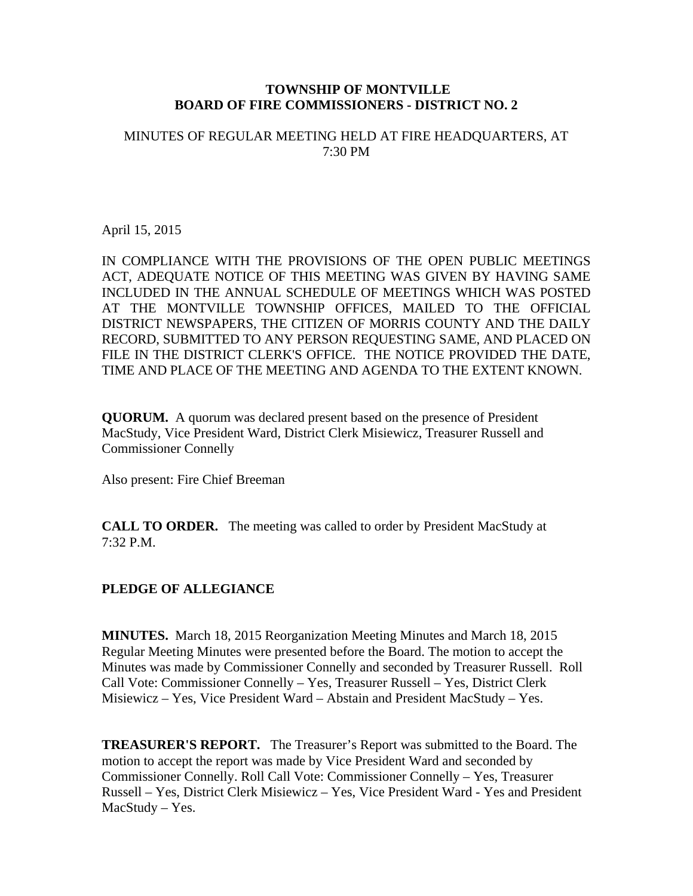**TOWNSHIP OF MONTVILLE**
**BOARD OF FIRE COMMISSIONERS - DISTRICT NO. 2**

MINUTES OF REGULAR MEETING HELD AT FIRE HEADQUARTERS, AT 7:30 PM

April 15, 2015

IN COMPLIANCE WITH THE PROVISIONS OF THE OPEN PUBLIC MEETINGS ACT, ADEQUATE NOTICE OF THIS MEETING WAS GIVEN BY HAVING SAME INCLUDED IN THE ANNUAL SCHEDULE OF MEETINGS WHICH WAS POSTED AT THE MONTVILLE TOWNSHIP OFFICES, MAILED TO THE OFFICIAL DISTRICT NEWSPAPERS, THE CITIZEN OF MORRIS COUNTY AND THE DAILY RECORD, SUBMITTED TO ANY PERSON REQUESTING SAME, AND PLACED ON FILE IN THE DISTRICT CLERK'S OFFICE. THE NOTICE PROVIDED THE DATE, TIME AND PLACE OF THE MEETING AND AGENDA TO THE EXTENT KNOWN.

**QUORUM.** A quorum was declared present based on the presence of President MacStudy, Vice President Ward, District Clerk Misiewicz, Treasurer Russell and Commissioner Connelly

Also present: Fire Chief Breeman

**CALL TO ORDER.** The meeting was called to order by President MacStudy at 7:32 P.M.

**PLEDGE OF ALLEGIANCE**

**MINUTES.** March 18, 2015 Reorganization Meeting Minutes and March 18, 2015 Regular Meeting Minutes were presented before the Board. The motion to accept the Minutes was made by Commissioner Connelly and seconded by Treasurer Russell. Roll Call Vote: Commissioner Connelly – Yes, Treasurer Russell – Yes, District Clerk Misiewicz – Yes, Vice President Ward – Abstain and President MacStudy – Yes.

**TREASURER'S REPORT.** The Treasurer's Report was submitted to the Board. The motion to accept the report was made by Vice President Ward and seconded by Commissioner Connelly. Roll Call Vote: Commissioner Connelly – Yes, Treasurer Russell – Yes, District Clerk Misiewicz – Yes, Vice President Ward - Yes and President MacStudy – Yes.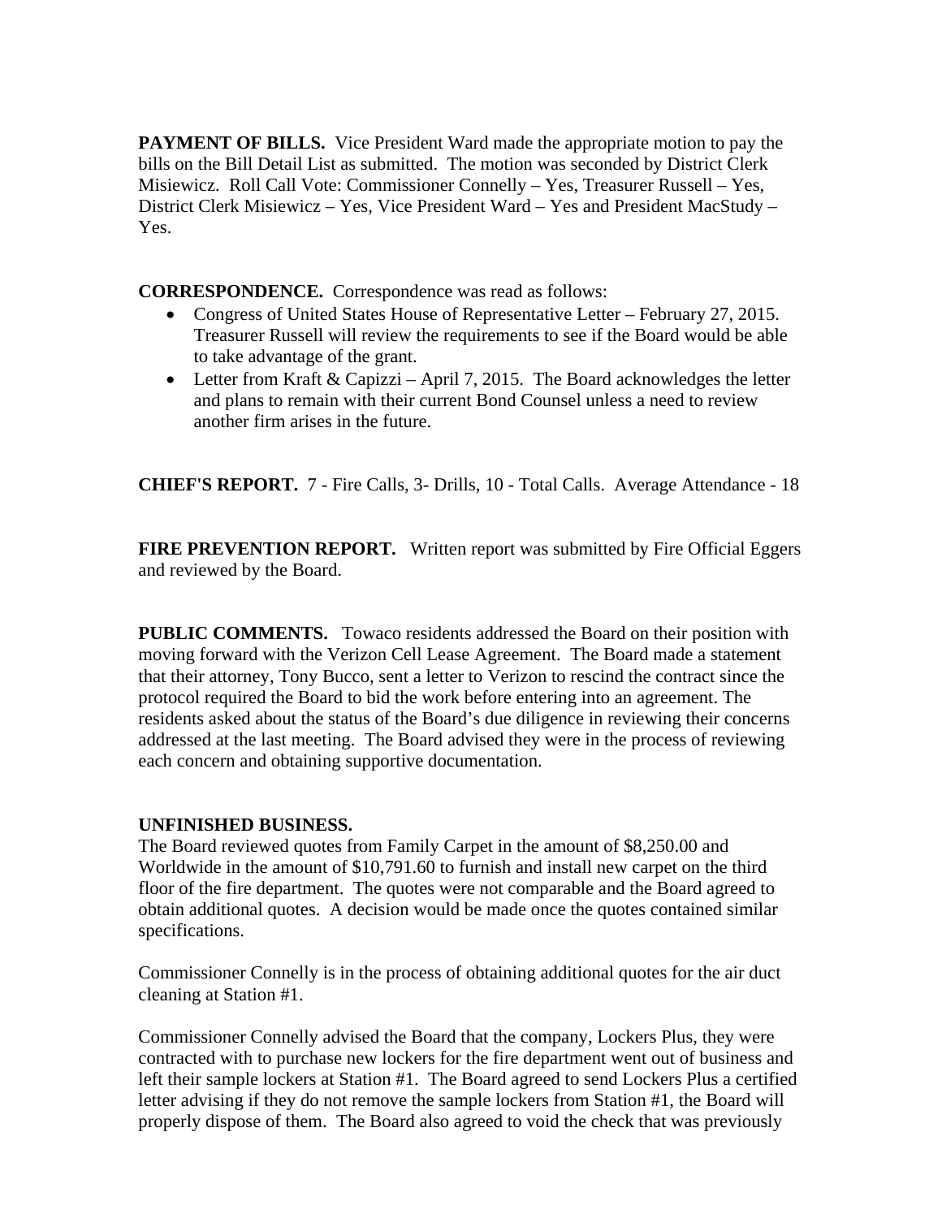**PAYMENT OF BILLS.** Vice President Ward made the appropriate motion to pay the bills on the Bill Detail List as submitted. The motion was seconded by District Clerk Misiewicz. Roll Call Vote: Commissioner Connelly – Yes, Treasurer Russell – Yes, District Clerk Misiewicz – Yes, Vice President Ward – Yes and President MacStudy – Yes.

**CORRESPONDENCE.** Correspondence was read as follows:

- Congress of United States House of Representative Letter – February 27, 2015. Treasurer Russell will review the requirements to see if the Board would be able to take advantage of the grant.
- Letter from Kraft & Capizzi – April 7, 2015. The Board acknowledges the letter and plans to remain with their current Bond Counsel unless a need to review another firm arises in the future.

**CHIEF'S REPORT.** 7 - Fire Calls, 3- Drills, 10 - Total Calls. Average Attendance - 18

**FIRE PREVENTION REPORT.** Written report was submitted by Fire Official Eggers and reviewed by the Board.

**PUBLIC COMMENTS.** Towaco residents addressed the Board on their position with moving forward with the Verizon Cell Lease Agreement. The Board made a statement that their attorney, Tony Bucco, sent a letter to Verizon to rescind the contract since the protocol required the Board to bid the work before entering into an agreement. The residents asked about the status of the Board's due diligence in reviewing their concerns addressed at the last meeting. The Board advised they were in the process of reviewing each concern and obtaining supportive documentation.

**UNFINISHED BUSINESS.**

The Board reviewed quotes from Family Carpet in the amount of $8,250.00 and Worldwide in the amount of $10,791.60 to furnish and install new carpet on the third floor of the fire department. The quotes were not comparable and the Board agreed to obtain additional quotes. A decision would be made once the quotes contained similar specifications.

Commissioner Connelly is in the process of obtaining additional quotes for the air duct cleaning at Station #1.

Commissioner Connelly advised the Board that the company, Lockers Plus, they were contracted with to purchase new lockers for the fire department went out of business and left their sample lockers at Station #1. The Board agreed to send Lockers Plus a certified letter advising if they do not remove the sample lockers from Station #1, the Board will properly dispose of them. The Board also agreed to void the check that was previously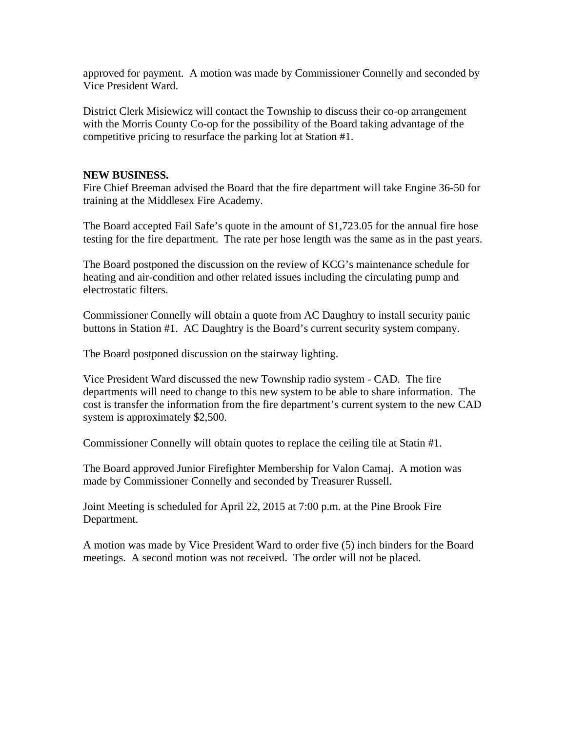approved for payment. A motion was made by Commissioner Connelly and seconded by Vice President Ward.

District Clerk Misiewicz will contact the Township to discuss their co-op arrangement with the Morris County Co-op for the possibility of the Board taking advantage of the competitive pricing to resurface the parking lot at Station #1.

**NEW BUSINESS.**

Fire Chief Breeman advised the Board that the fire department will take Engine 36-50 for training at the Middlesex Fire Academy.

The Board accepted Fail Safe's quote in the amount of $1,723.05 for the annual fire hose testing for the fire department. The rate per hose length was the same as in the past years.

The Board postponed the discussion on the review of KCG's maintenance schedule for heating and air-condition and other related issues including the circulating pump and electrostatic filters.

Commissioner Connelly will obtain a quote from AC Daughtry to install security panic buttons in Station #1. AC Daughtry is the Board's current security system company.

The Board postponed discussion on the stairway lighting.

Vice President Ward discussed the new Township radio system - CAD. The fire departments will need to change to this new system to be able to share information. The cost is transfer the information from the fire department's current system to the new CAD system is approximately $2,500.

Commissioner Connelly will obtain quotes to replace the ceiling tile at Statin #1.

The Board approved Junior Firefighter Membership for Valon Camaj. A motion was made by Commissioner Connelly and seconded by Treasurer Russell.

Joint Meeting is scheduled for April 22, 2015 at 7:00 p.m. at the Pine Brook Fire Department.

A motion was made by Vice President Ward to order five (5) inch binders for the Board meetings. A second motion was not received. The order will not be placed.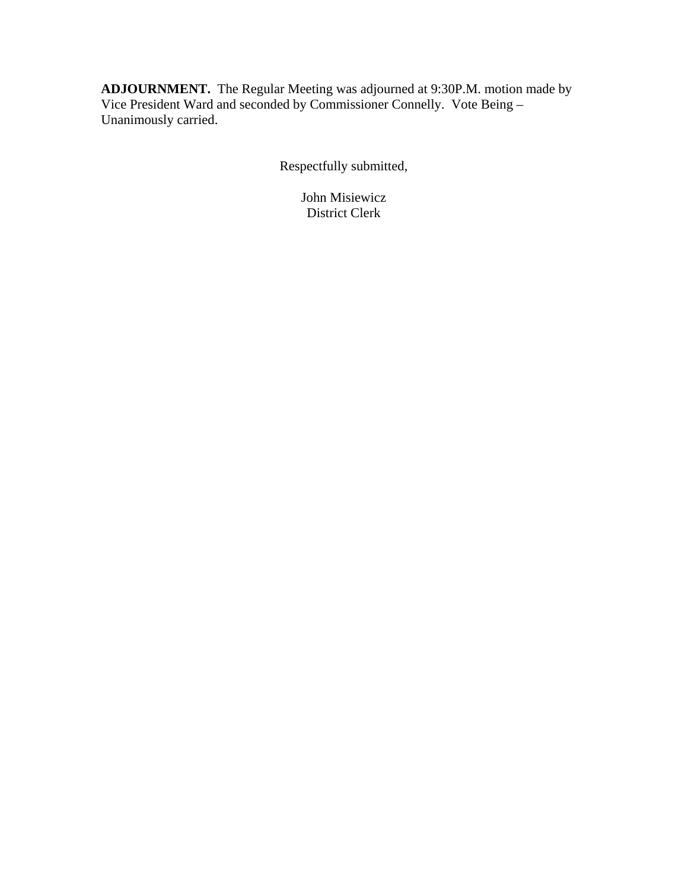**ADJOURNMENT.** The Regular Meeting was adjourned at 9:30P.M. motion made by Vice President Ward and seconded by Commissioner Connelly. Vote Being – Unanimously carried.

Respectfully submitted,

John Misiewicz
District Clerk